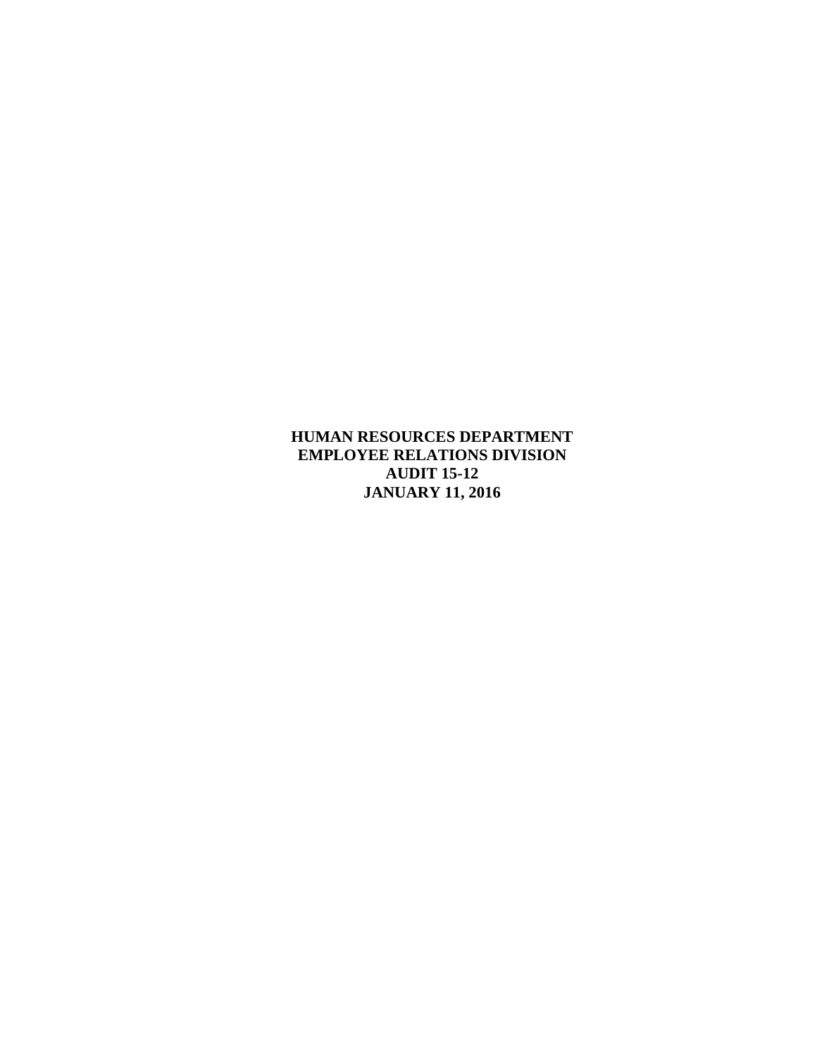**HUMAN RESOURCES DEPARTMENT**
**EMPLOYEE RELATIONS DIVISION**
**AUDIT 15-12**
**JANUARY 11, 2016**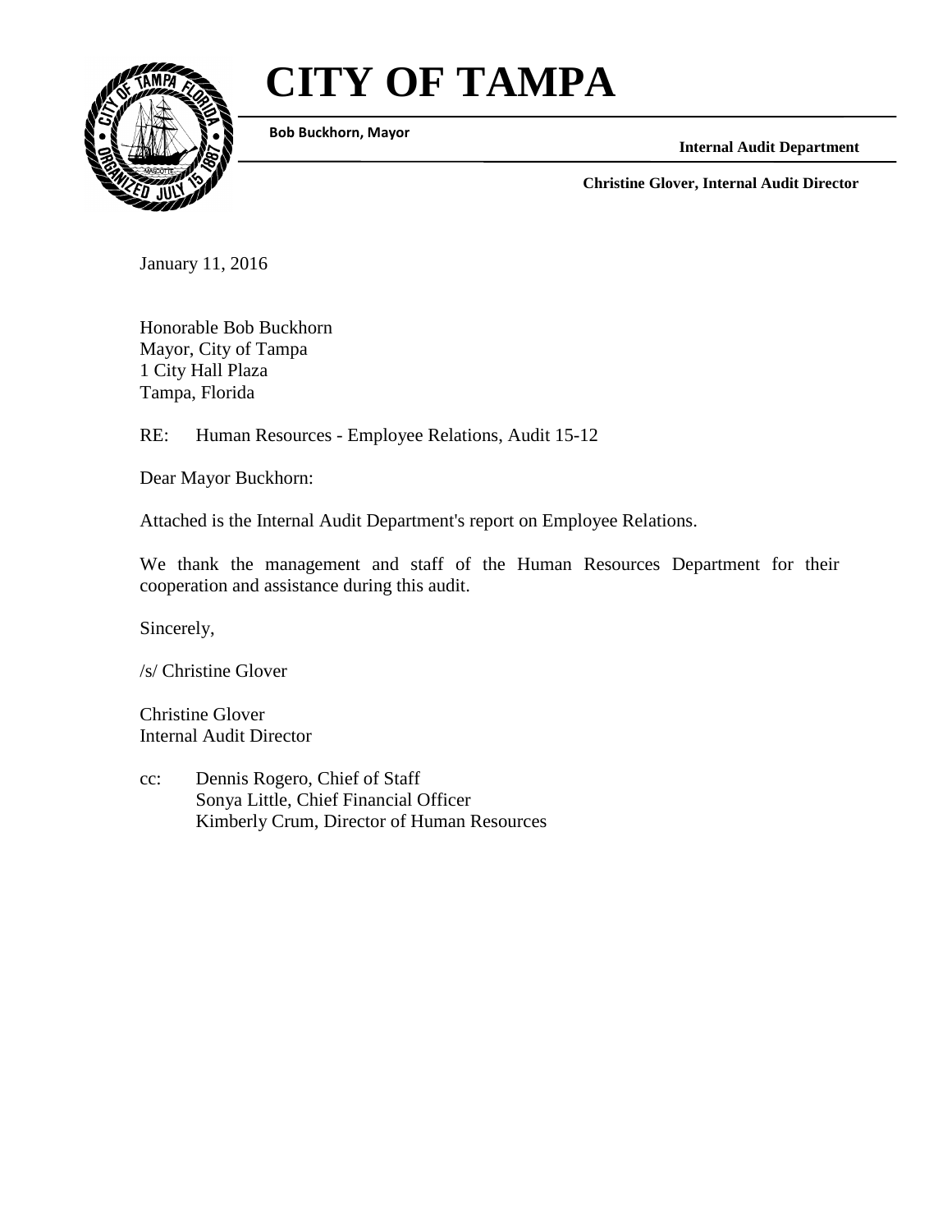# CITY OF TAMPA

**Bob Buckhorn, Mayor**

**Internal Audit Department**

**Christine Glover, Internal Audit Director**

January 11, 2016

Honorable Bob Buckhorn
Mayor, City of Tampa
1 City Hall Plaza
Tampa, Florida

RE: Human Resources - Employee Relations, Audit 15-12

Dear Mayor Buckhorn:

Attached is the Internal Audit Department's report on Employee Relations.

We thank the management and staff of the Human Resources Department for their cooperation and assistance during this audit.

Sincerely,

/s/ Christine Glover

Christine Glover
Internal Audit Director

cc: Dennis Rogero, Chief of Staff
Sonya Little, Chief Financial Officer
Kimberly Crum, Director of Human Resources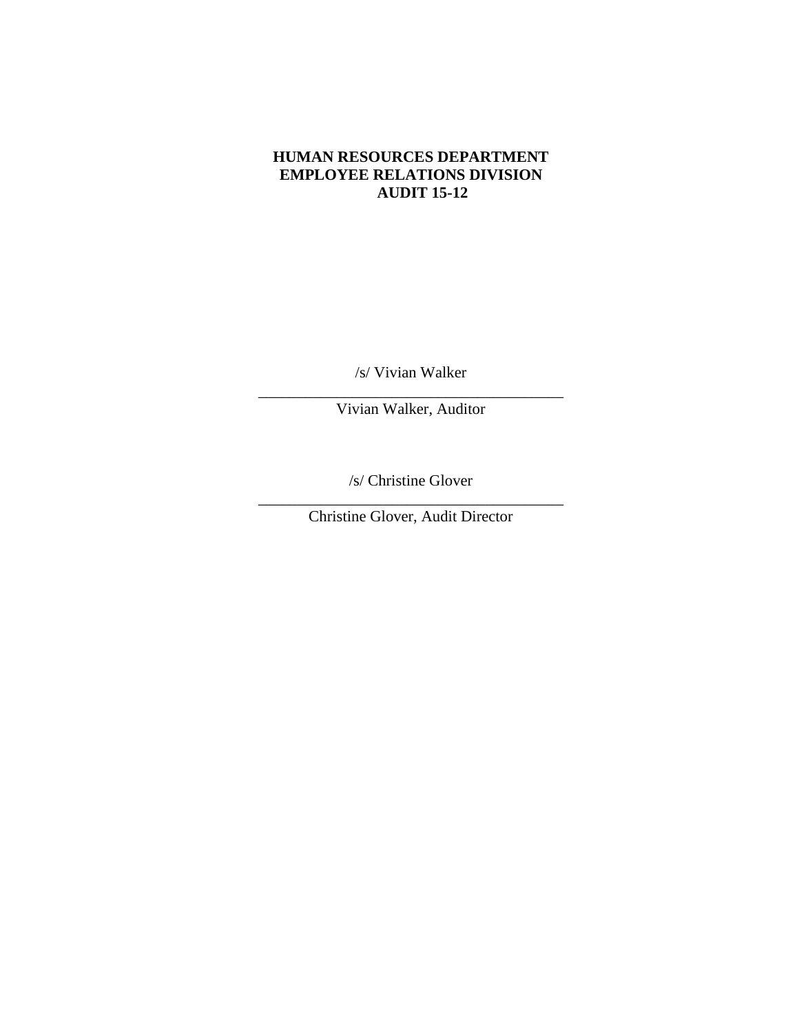**HUMAN RESOURCES DEPARTMENT**
**EMPLOYEE RELATIONS DIVISION**
**AUDIT 15-12**

/s/ Vivian Walker

\_\_\_\_\_\_\_\_\_\_\_\_\_\_\_\_\_\_\_\_\_\_\_\_\_\_\_\_\_\_\_\_\_\_\_\_\_\_\_\_

Vivian Walker, Auditor

/s/ Christine Glover

\_\_\_\_\_\_\_\_\_\_\_\_\_\_\_\_\_\_\_\_\_\_\_\_\_\_\_\_\_\_\_\_\_\_\_\_\_\_\_\_

Christine Glover, Audit Director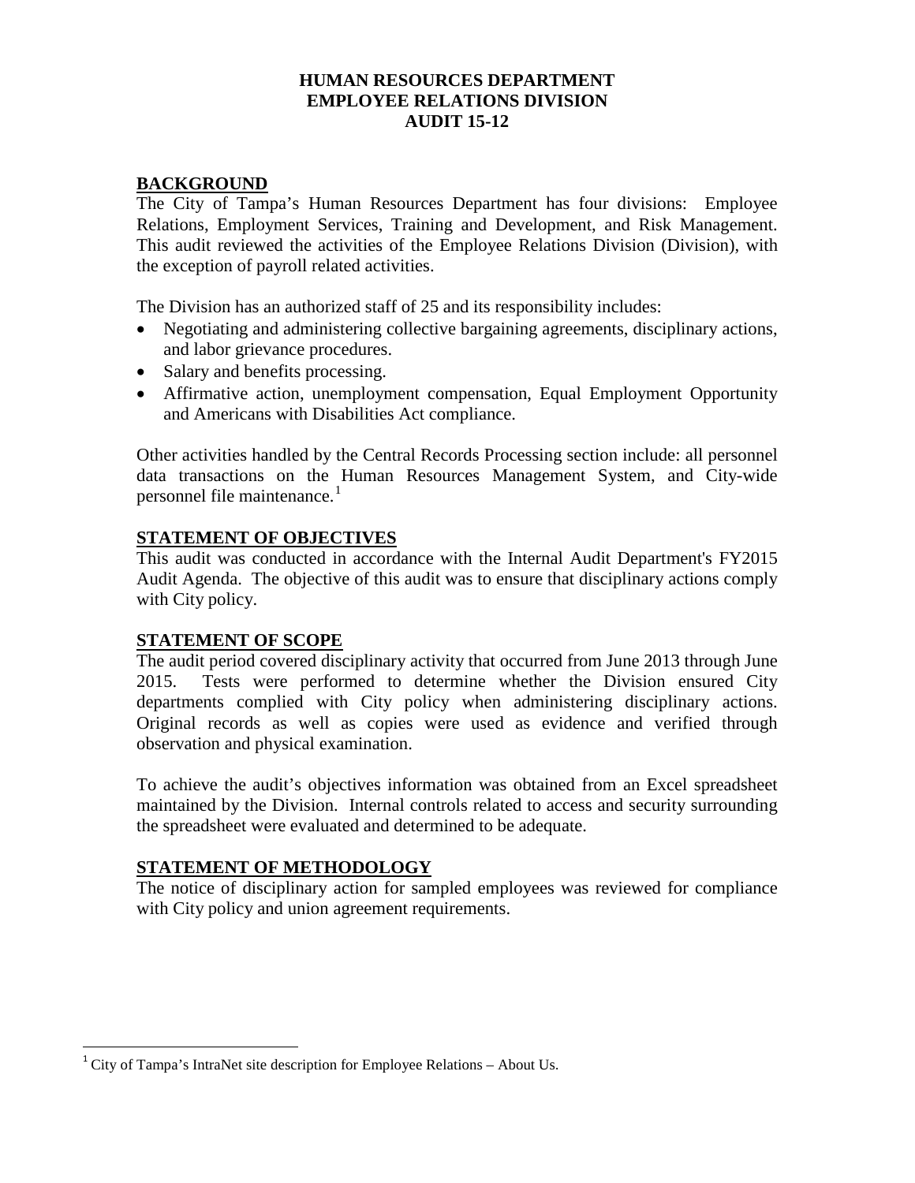# HUMAN RESOURCES DEPARTMENT
# EMPLOYEE RELATIONS DIVISION
# AUDIT 15-12

## BACKGROUND

The City of Tampa's Human Resources Department has four divisions: Employee Relations, Employment Services, Training and Development, and Risk Management. This audit reviewed the activities of the Employee Relations Division (Division), with the exception of payroll related activities.

The Division has an authorized staff of 25 and its responsibility includes:

- Negotiating and administering collective bargaining agreements, disciplinary actions, and labor grievance procedures.
- Salary and benefits processing.
- Affirmative action, unemployment compensation, Equal Employment Opportunity and Americans with Disabilities Act compliance.

Other activities handled by the Central Records Processing section include: all personnel data transactions on the Human Resources Management System, and City-wide personnel file maintenance.[1]

## STATEMENT OF OBJECTIVES

This audit was conducted in accordance with the Internal Audit Department's FY2015 Audit Agenda. The objective of this audit was to ensure that disciplinary actions comply with City policy.

## STATEMENT OF SCOPE

The audit period covered disciplinary activity that occurred from June 2013 through June 2015. Tests were performed to determine whether the Division ensured City departments complied with City policy when administering disciplinary actions. Original records as well as copies were used as evidence and verified through observation and physical examination.

To achieve the audit's objectives information was obtained from an Excel spreadsheet maintained by the Division. Internal controls related to access and security surrounding the spreadsheet were evaluated and determined to be adequate.

## STATEMENT OF METHODOLOGY

The notice of disciplinary action for sampled employees was reviewed for compliance with City policy and union agreement requirements.

---

[1] City of Tampa's IntraNet site description for Employee Relations – About Us.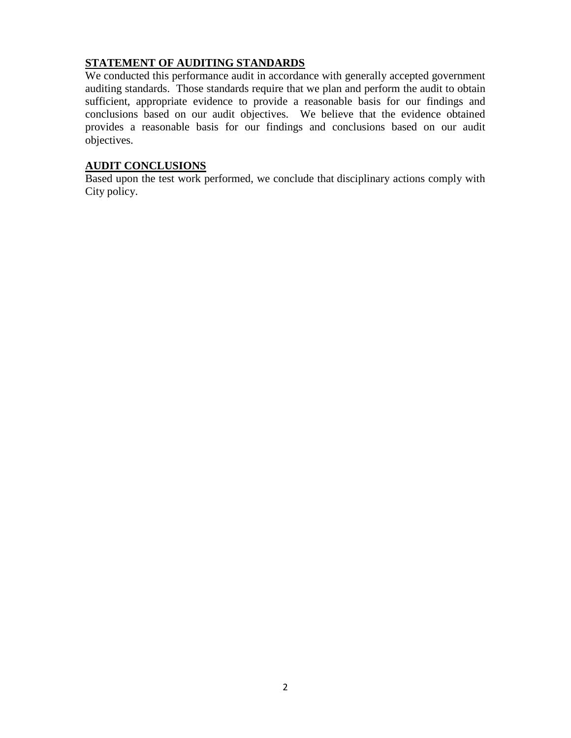## STATEMENT OF AUDITING STANDARDS

We conducted this performance audit in accordance with generally accepted government auditing standards. Those standards require that we plan and perform the audit to obtain sufficient, appropriate evidence to provide a reasonable basis for our findings and conclusions based on our audit objectives. We believe that the evidence obtained provides a reasonable basis for our findings and conclusions based on our audit objectives.

## AUDIT CONCLUSIONS

Based upon the test work performed, we conclude that disciplinary actions comply with City policy.